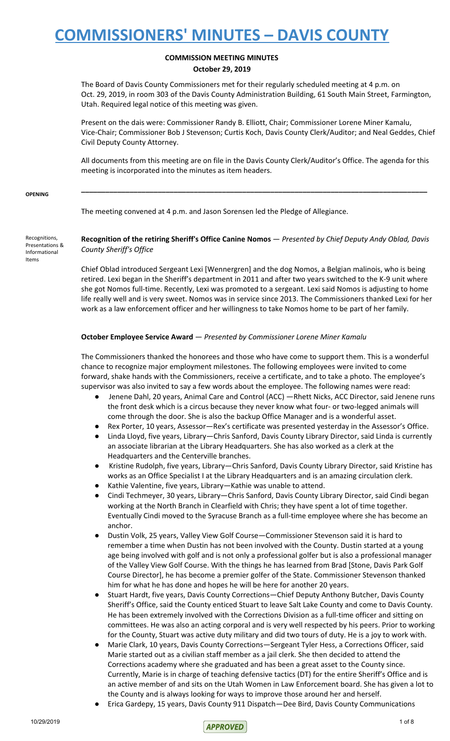# COMMISSIONERS' MINUTES – DAVIS COUNTY

**COMMISSION MEETING MINUTES**

**October 29, 2019**

The Board of Davis County Commissioners met for their regularly scheduled meeting at 4 p.m. on Oct. 29, 2019, in room 303 of the Davis County Administration Building, 61 South Main Street, Farmington, Utah. Required legal notice of this meeting was given.

Present on the dais were: Commissioner Randy B. Elliott, Chair; Commissioner Lorene Miner Kamalu, Vice-Chair; Commissioner Bob J Stevenson; Curtis Koch, Davis County Clerk/Auditor; and Neal Geddes, Chief Civil Deputy County Attorney.

All documents from this meeting are on file in the Davis County Clerk/Auditor's Office. The agenda for this meeting is incorporated into the minutes as item headers.

---

**OPENING**

The meeting convened at 4 p.m. and Jason Sorensen led the Pledge of Allegiance.

**Recognitions, Presentations & Informational Items**

**Recognition of the retiring Sheriff's Office Canine Nomos** — *Presented by Chief Deputy Andy Oblad, Davis County Sheriff's Office*

Chief Oblad introduced Sergeant Lexi [Wennergren] and the dog Nomos, a Belgian malinois, who is being retired. Lexi began in the Sheriff's department in 2011 and after two years switched to the K-9 unit where she got Nomos full-time. Recently, Lexi was promoted to a sergeant. Lexi said Nomos is adjusting to home life really well and is very sweet. Nomos was in service since 2013. The Commissioners thanked Lexi for her work as a law enforcement officer and her willingness to take Nomos home to be part of her family.

**October Employee Service Award** — *Presented by Commissioner Lorene Miner Kamalu*

The Commissioners thanked the honorees and those who have come to support them. This is a wonderful chance to recognize major employment milestones. The following employees were invited to come forward, shake hands with the Commissioners, receive a certificate, and to take a photo. The employee's supervisor was also invited to say a few words about the employee. The following names were read:

- Jenene Dahl, 20 years, Animal Care and Control (ACC) —Rhett Nicks, ACC Director, said Jenene runs the front desk which is a circus because they never know what four- or two-legged animals will come through the door. She is also the backup Office Manager and is a wonderful asset.
- Rex Porter, 10 years, Assessor—Rex's certificate was presented yesterday in the Assessor's Office.
- Linda Lloyd, five years, Library—Chris Sanford, Davis County Library Director, said Linda is currently an associate librarian at the Library Headquarters. She has also worked as a clerk at the Headquarters and the Centerville branches.
- Kristine Rudolph, five years, Library—Chris Sanford, Davis County Library Director, said Kristine has works as an Office Specialist I at the Library Headquarters and is an amazing circulation clerk.
- Kathie Valentine, five years, Library—Kathie was unable to attend.
- Cindi Techmeyer, 30 years, Library—Chris Sanford, Davis County Library Director, said Cindi began working at the North Branch in Clearfield with Chris; they have spent a lot of time together. Eventually Cindi moved to the Syracuse Branch as a full-time employee where she has become an anchor.
- Dustin Volk, 25 years, Valley View Golf Course—Commissioner Stevenson said it is hard to remember a time when Dustin has not been involved with the County. Dustin started at a young age being involved with golf and is not only a professional golfer but is also a professional manager of the Valley View Golf Course. With the things he has learned from Brad [Stone, Davis Park Golf Course Director], he has become a premier golfer of the State. Commissioner Stevenson thanked him for what he has done and hopes he will be here for another 20 years.
- Stuart Hardt, five years, Davis County Corrections—Chief Deputy Anthony Butcher, Davis County Sheriff's Office, said the County enticed Stuart to leave Salt Lake County and come to Davis County. He has been extremely involved with the Corrections Division as a full-time officer and sitting on committees. He was also an acting corporal and is very well respected by his peers. Prior to working for the County, Stuart was active duty military and did two tours of duty. He is a joy to work with.
- Marie Clark, 10 years, Davis County Corrections—Sergeant Tyler Hess, a Corrections Officer, said Marie started out as a civilian staff member as a jail clerk. She then decided to attend the Corrections academy where she graduated and has been a great asset to the County since. Currently, Marie is in charge of teaching defensive tactics (DT) for the entire Sheriff's Office and is an active member of and sits on the Utah Women in Law Enforcement board. She has given a lot to the County and is always looking for ways to improve those around her and herself.
- Erica Gardepy, 15 years, Davis County 911 Dispatch—Dee Bird, Davis County Communications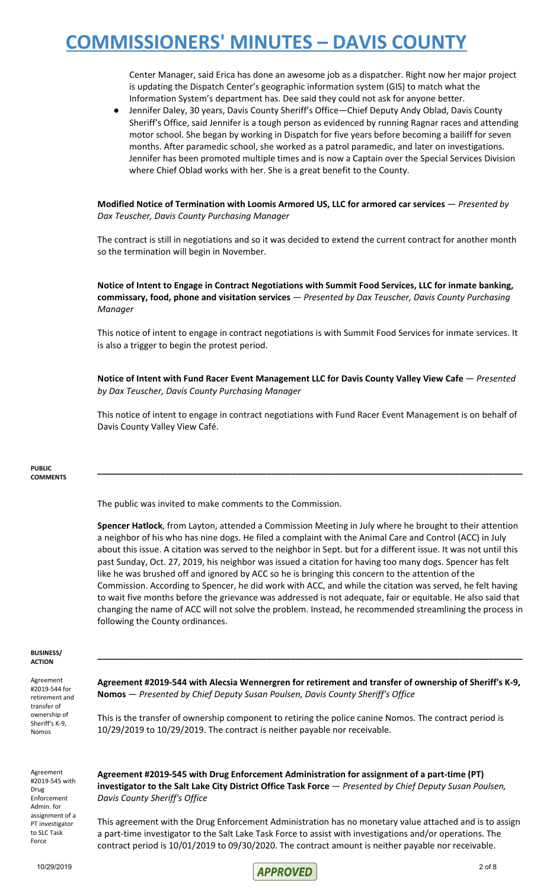Center Manager, said Erica has done an awesome job as a dispatcher. Right now her major project is updating the Dispatch Center's geographic information system (GIS) to match what the Information System's department has. Dee said they could not ask for anyone better.

- Jennifer Daley, 30 years, Davis County Sheriff's Office—Chief Deputy Andy Oblad, Davis County Sheriff's Office, said Jennifer is a tough person as evidenced by running Ragnar races and attending motor school. She began by working in Dispatch for five years before becoming a bailiff for seven months. After paramedic school, she worked as a patrol paramedic, and later on investigations. Jennifer has been promoted multiple times and is now a Captain over the Special Services Division where Chief Oblad works with her. She is a great benefit to the County.

**Modified Notice of Termination with Loomis Armored US, LLC for armored car services** — *Presented by Dax Teuscher, Davis County Purchasing Manager*

The contract is still in negotiations and so it was decided to extend the current contract for another month so the termination will begin in November.

**Notice of Intent to Engage in Contract Negotiations with Summit Food Services, LLC for inmate banking, commissary, food, phone and visitation services** — *Presented by Dax Teuscher, Davis County Purchasing Manager*

This notice of intent to engage in contract negotiations is with Summit Food Services for inmate services. It is also a trigger to begin the protest period.

**Notice of Intent with Fund Racer Event Management LLC for Davis County Valley View Cafe** — *Presented by Dax Teuscher, Davis County Purchasing Manager*

This notice of intent to engage in contract negotiations with Fund Racer Event Management is on behalf of Davis County Valley View Café.

**PUBLIC COMMENTS**

---

The public was invited to make comments to the Commission.

**Spencer Hatlock**, from Layton, attended a Commission Meeting in July where he brought to their attention a neighbor of his who has nine dogs. He filed a complaint with the Animal Care and Control (ACC) in July about this issue. A citation was served to the neighbor in Sept. but for a different issue. It was not until this past Sunday, Oct. 27, 2019, his neighbor was issued a citation for having too many dogs. Spencer has felt like he was brushed off and ignored by ACC so he is bringing this concern to the attention of the Commission. According to Spencer, he did work with ACC, and while the citation was served, he felt having to wait five months before the grievance was addressed is not adequate, fair or equitable. He also said that changing the name of ACC will not solve the problem. Instead, he recommended streamlining the process in following the County ordinances.

**BUSINESS/ ACTION**

---

*Agreement #2019-544 for retirement and transfer of ownership of Sheriff's K-9, Nomos*

**Agreement #2019-544 with Alecsia Wennergren for retirement and transfer of ownership of Sheriff's K-9, Nomos** — *Presented by Chief Deputy Susan Poulsen, Davis County Sheriff's Office*

This is the transfer of ownership component to retiring the police canine Nomos. The contract period is 10/29/2019 to 10/29/2019. The contract is neither payable nor receivable.

*Agreement #2019-545 with Drug Enforcement Admin. for assignment of a PT investigator to SLC Task Force*

**Agreement #2019-545 with Drug Enforcement Administration for assignment of a part-time (PT) investigator to the Salt Lake City District Office Task Force** — *Presented by Chief Deputy Susan Poulsen, Davis County Sheriff's Office*

This agreement with the Drug Enforcement Administration has no monetary value attached and is to assign a part-time investigator to the Salt Lake Task Force to assist with investigations and/or operations. The contract period is 10/01/2019 to 09/30/2020. The contract amount is neither payable nor receivable.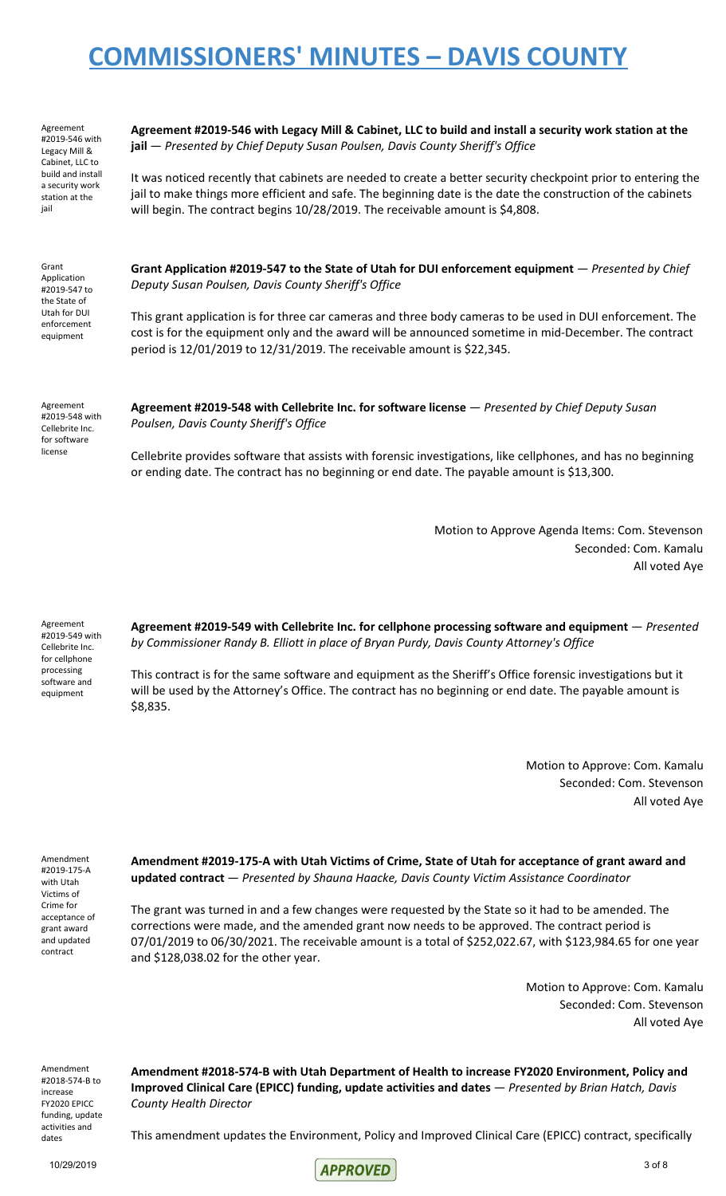Agreement #2019-546 with Legacy Mill & Cabinet, LLC to build and install a security work station at the jail

**Agreement #2019-546 with Legacy Mill & Cabinet, LLC to build and install a security work station at the jail** — *Presented by Chief Deputy Susan Poulsen, Davis County Sheriff's Office*

It was noticed recently that cabinets are needed to create a better security checkpoint prior to entering the jail to make things more efficient and safe. The beginning date is the date the construction of the cabinets will begin. The contract begins 10/28/2019. The receivable amount is $4,808.

Grant Application #2019-547 to the State of Utah for DUI enforcement equipment

**Grant Application #2019-547 to the State of Utah for DUI enforcement equipment** — *Presented by Chief Deputy Susan Poulsen, Davis County Sheriff's Office*

This grant application is for three car cameras and three body cameras to be used in DUI enforcement. The cost is for the equipment only and the award will be announced sometime in mid-December. The contract period is 12/01/2019 to 12/31/2019. The receivable amount is $22,345.

Agreement #2019-548 with Cellebrite Inc. for software license

**Agreement #2019-548 with Cellebrite Inc. for software license** — *Presented by Chief Deputy Susan Poulsen, Davis County Sheriff's Office*

Cellebrite provides software that assists with forensic investigations, like cellphones, and has no beginning or ending date. The contract has no beginning or end date. The payable amount is $13,300.

Motion to Approve Agenda Items: Com. Stevenson
Seconded: Com. Kamalu
All voted Aye

Agreement #2019-549 with Cellebrite Inc. for cellphone processing software and equipment

**Agreement #2019-549 with Cellebrite Inc. for cellphone processing software and equipment** — *Presented by Commissioner Randy B. Elliott in place of Bryan Purdy, Davis County Attorney's Office*

This contract is for the same software and equipment as the Sheriff's Office forensic investigations but it will be used by the Attorney's Office. The contract has no beginning or end date. The payable amount is $8,835.

Motion to Approve: Com. Kamalu
Seconded: Com. Stevenson
All voted Aye

Amendment #2019-175-A with Utah Victims of Crime for acceptance of grant award and updated contract

**Amendment #2019-175-A with Utah Victims of Crime, State of Utah for acceptance of grant award and updated contract** — *Presented by Shauna Haacke, Davis County Victim Assistance Coordinator*

The grant was turned in and a few changes were requested by the State so it had to be amended. The corrections were made, and the amended grant now needs to be approved. The contract period is 07/01/2019 to 06/30/2021. The receivable amount is a total of $252,022.67, with $123,984.65 for one year and $128,038.02 for the other year.

Motion to Approve: Com. Kamalu
Seconded: Com. Stevenson
All voted Aye

Amendment #2018-574-B to increase FY2020 EPICC funding, update activities and dates

**Amendment #2018-574-B with Utah Department of Health to increase FY2020 Environment, Policy and Improved Clinical Care (EPICC) funding, update activities and dates** — *Presented by Brian Hatch, Davis County Health Director*

This amendment updates the Environment, Policy and Improved Clinical Care (EPICC) contract, specifically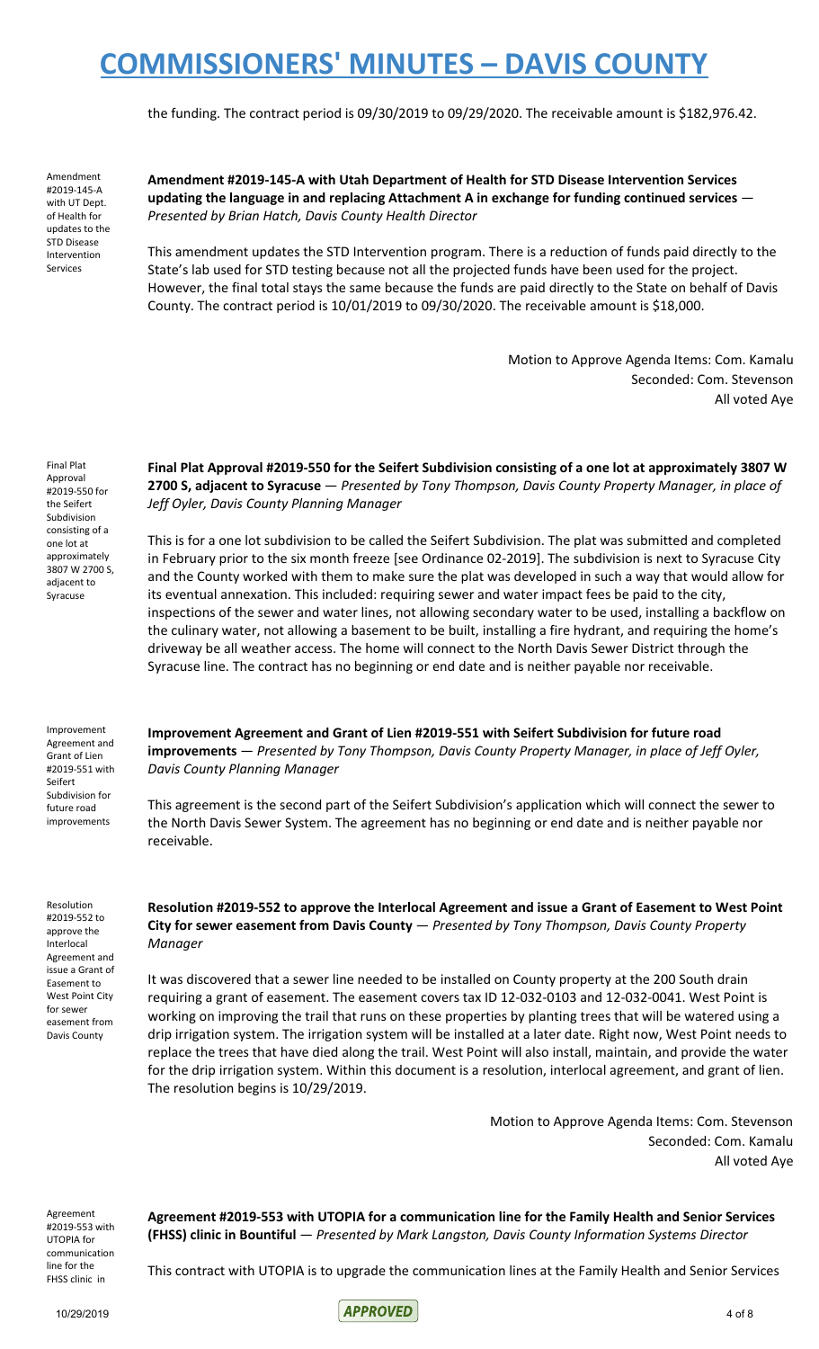the funding. The contract period is 09/30/2019 to 09/29/2020. The receivable amount is $182,976.42.

Amendment #2019-145-A with UT Dept. of Health for updates to the STD Disease Intervention Services

**Amendment #2019-145-A with Utah Department of Health for STD Disease Intervention Services updating the language in and replacing Attachment A in exchange for funding continued services** — *Presented by Brian Hatch, Davis County Health Director*

This amendment updates the STD Intervention program. There is a reduction of funds paid directly to the State's lab used for STD testing because not all the projected funds have been used for the project. However, the final total stays the same because the funds are paid directly to the State on behalf of Davis County. The contract period is 10/01/2019 to 09/30/2020. The receivable amount is $18,000.

Motion to Approve Agenda Items: Com. Kamalu
Seconded: Com. Stevenson
All voted Aye

Final Plat Approval #2019-550 for the Seifert Subdivision consisting of a one lot at approximately 3807 W 2700 S, adjacent to Syracuse

**Final Plat Approval #2019-550 for the Seifert Subdivision consisting of a one lot at approximately 3807 W 2700 S, adjacent to Syracuse** — *Presented by Tony Thompson, Davis County Property Manager, in place of Jeff Oyler, Davis County Planning Manager*

This is for a one lot subdivision to be called the Seifert Subdivision. The plat was submitted and completed in February prior to the six month freeze [see Ordinance 02-2019]. The subdivision is next to Syracuse City and the County worked with them to make sure the plat was developed in such a way that would allow for its eventual annexation. This included: requiring sewer and water impact fees be paid to the city, inspections of the sewer and water lines, not allowing secondary water to be used, installing a backflow on the culinary water, not allowing a basement to be built, installing a fire hydrant, and requiring the home's driveway be all weather access. The home will connect to the North Davis Sewer District through the Syracuse line. The contract has no beginning or end date and is neither payable nor receivable.

Improvement Agreement and Grant of Lien #2019-551 with Seifert Subdivision for future road improvements

**Improvement Agreement and Grant of Lien #2019-551 with Seifert Subdivision for future road improvements** — *Presented by Tony Thompson, Davis County Property Manager, in place of Jeff Oyler, Davis County Planning Manager*

This agreement is the second part of the Seifert Subdivision's application which will connect the sewer to the North Davis Sewer System. The agreement has no beginning or end date and is neither payable nor receivable.

Resolution #2019-552 to approve the Interlocal Agreement and issue a Grant of Easement to West Point City for sewer easement from Davis County

**Resolution #2019-552 to approve the Interlocal Agreement and issue a Grant of Easement to West Point City for sewer easement from Davis County** — *Presented by Tony Thompson, Davis County Property Manager*

It was discovered that a sewer line needed to be installed on County property at the 200 South drain requiring a grant of easement. The easement covers tax ID 12-032-0103 and 12-032-0041. West Point is working on improving the trail that runs on these properties by planting trees that will be watered using a drip irrigation system. The irrigation system will be installed at a later date. Right now, West Point needs to replace the trees that have died along the trail. West Point will also install, maintain, and provide the water for the drip irrigation system. Within this document is a resolution, interlocal agreement, and grant of lien. The resolution begins is 10/29/2019.

Motion to Approve Agenda Items: Com. Stevenson
Seconded: Com. Kamalu
All voted Aye

Agreement #2019-553 with UTOPIA for communication line for the FHSS clinic in

**Agreement #2019-553 with UTOPIA for a communication line for the Family Health and Senior Services (FHSS) clinic in Bountiful** — *Presented by Mark Langston, Davis County Information Systems Director*

This contract with UTOPIA is to upgrade the communication lines at the Family Health and Senior Services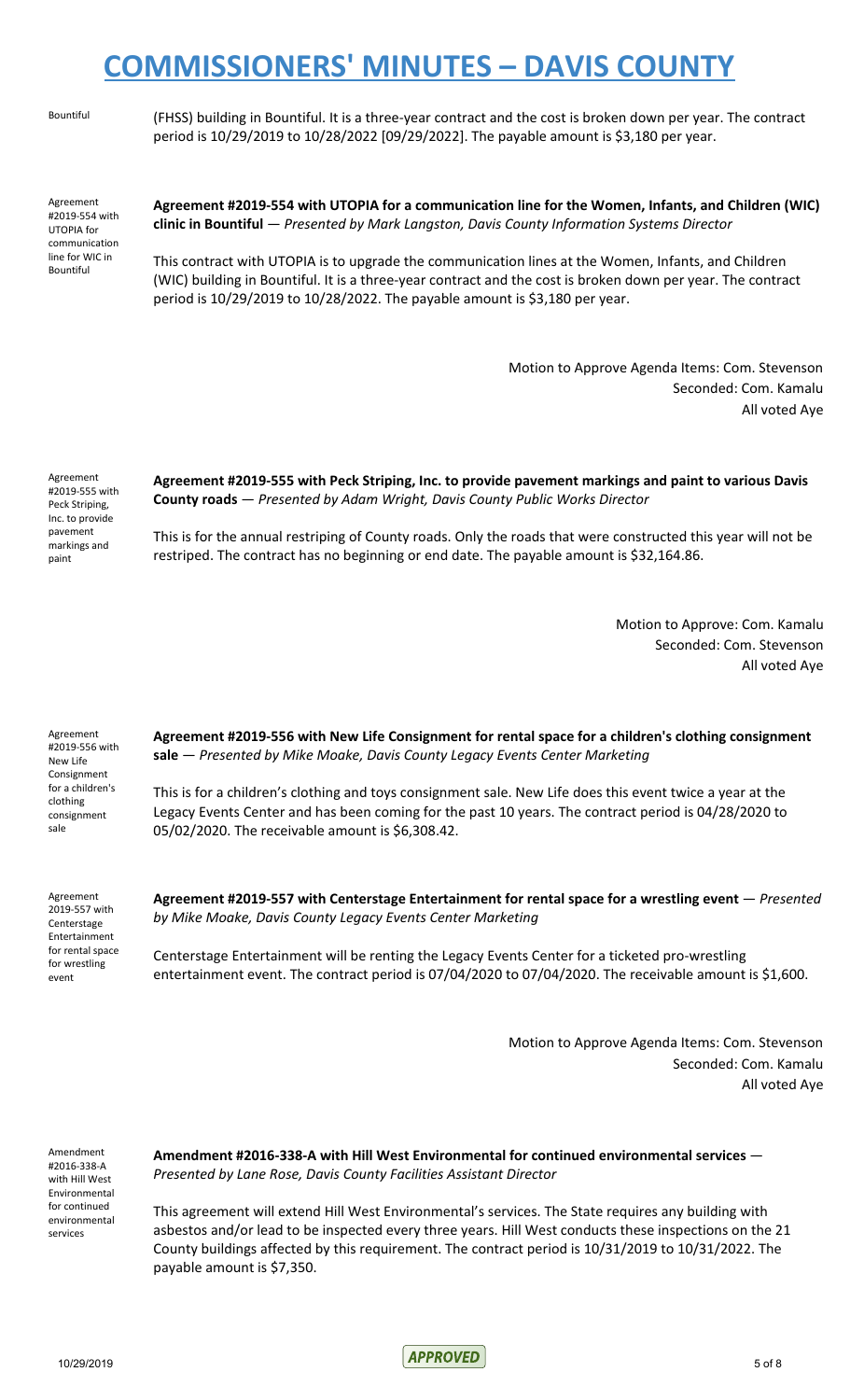Bountiful

(FHSS) building in Bountiful. It is a three-year contract and the cost is broken down per year. The contract period is 10/29/2019 to 10/28/2022 [09/29/2022]. The payable amount is $3,180 per year.

Agreement #2019-554 with UTOPIA for communication line for WIC in Bountiful

**Agreement #2019-554 with UTOPIA for a communication line for the Women, Infants, and Children (WIC) clinic in Bountiful** — *Presented by Mark Langston, Davis County Information Systems Director*

This contract with UTOPIA is to upgrade the communication lines at the Women, Infants, and Children (WIC) building in Bountiful. It is a three-year contract and the cost is broken down per year. The contract period is 10/29/2019 to 10/28/2022. The payable amount is $3,180 per year.

Motion to Approve Agenda Items: Com. Stevenson
Seconded: Com. Kamalu
All voted Aye

Agreement #2019-555 with Peck Striping, Inc. to provide pavement markings and paint

**Agreement #2019-555 with Peck Striping, Inc. to provide pavement markings and paint to various Davis County roads** — *Presented by Adam Wright, Davis County Public Works Director*

This is for the annual restriping of County roads. Only the roads that were constructed this year will not be restriped. The contract has no beginning or end date. The payable amount is $32,164.86.

Motion to Approve: Com. Kamalu
Seconded: Com. Stevenson
All voted Aye

Agreement #2019-556 with New Life Consignment for a children's clothing consignment sale

**Agreement #2019-556 with New Life Consignment for rental space for a children's clothing consignment sale** — *Presented by Mike Moake, Davis County Legacy Events Center Marketing*

This is for a children's clothing and toys consignment sale. New Life does this event twice a year at the Legacy Events Center and has been coming for the past 10 years. The contract period is 04/28/2020 to 05/02/2020. The receivable amount is $6,308.42.

Agreement 2019-557 with Centerstage Entertainment for rental space for wrestling event

**Agreement #2019-557 with Centerstage Entertainment for rental space for a wrestling event** — *Presented by Mike Moake, Davis County Legacy Events Center Marketing*

Centerstage Entertainment will be renting the Legacy Events Center for a ticketed pro-wrestling entertainment event. The contract period is 07/04/2020 to 07/04/2020. The receivable amount is $1,600.

Motion to Approve Agenda Items: Com. Stevenson
Seconded: Com. Kamalu
All voted Aye

Amendment #2016-338-A with Hill West Environmental for continued environmental services

**Amendment #2016-338-A with Hill West Environmental for continued environmental services** — *Presented by Lane Rose, Davis County Facilities Assistant Director*

This agreement will extend Hill West Environmental's services. The State requires any building with asbestos and/or lead to be inspected every three years. Hill West conducts these inspections on the 21 County buildings affected by this requirement. The contract period is 10/31/2019 to 10/31/2022. The payable amount is $7,350.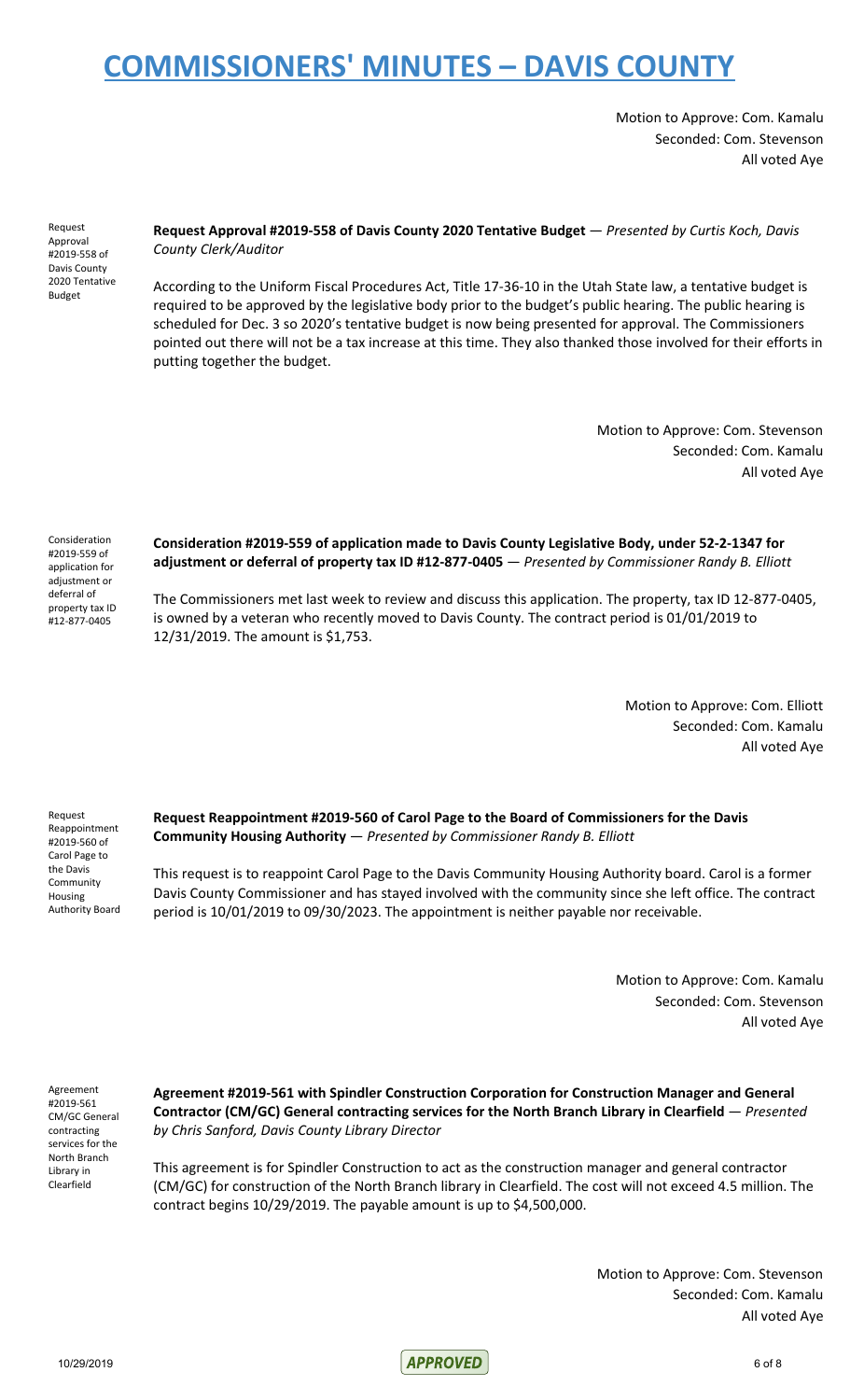Motion to Approve: Com. Kamalu
Seconded: Com. Stevenson
All voted Aye

Request Approval #2019-558 of Davis County 2020 Tentative Budget

**Request Approval #2019-558 of Davis County 2020 Tentative Budget** — *Presented by Curtis Koch, Davis County Clerk/Auditor*

According to the Uniform Fiscal Procedures Act, Title 17-36-10 in the Utah State law, a tentative budget is required to be approved by the legislative body prior to the budget's public hearing. The public hearing is scheduled for Dec. 3 so 2020's tentative budget is now being presented for approval. The Commissioners pointed out there will not be a tax increase at this time. They also thanked those involved for their efforts in putting together the budget.

Motion to Approve: Com. Stevenson
Seconded: Com. Kamalu
All voted Aye

Consideration #2019-559 of application for adjustment or deferral of property tax ID #12-877-0405

**Consideration #2019-559 of application made to Davis County Legislative Body, under 52-2-1347 for adjustment or deferral of property tax ID #12-877-0405** — *Presented by Commissioner Randy B. Elliott*

The Commissioners met last week to review and discuss this application. The property, tax ID 12-877-0405, is owned by a veteran who recently moved to Davis County. The contract period is 01/01/2019 to 12/31/2019. The amount is $1,753.

Motion to Approve: Com. Elliott
Seconded: Com. Kamalu
All voted Aye

Request Reappointment #2019-560 of Carol Page to the Davis Community Housing Authority Board

**Request Reappointment #2019-560 of Carol Page to the Board of Commissioners for the Davis Community Housing Authority** — *Presented by Commissioner Randy B. Elliott*

This request is to reappoint Carol Page to the Davis Community Housing Authority board. Carol is a former Davis County Commissioner and has stayed involved with the community since she left office. The contract period is 10/01/2019 to 09/30/2023. The appointment is neither payable nor receivable.

Motion to Approve: Com. Kamalu
Seconded: Com. Stevenson
All voted Aye

Agreement #2019-561 CM/GC General contracting services for the North Branch Library in Clearfield

**Agreement #2019-561 with Spindler Construction Corporation for Construction Manager and General Contractor (CM/GC) General contracting services for the North Branch Library in Clearfield** — *Presented by Chris Sanford, Davis County Library Director*

This agreement is for Spindler Construction to act as the construction manager and general contractor (CM/GC) for construction of the North Branch library in Clearfield. The cost will not exceed 4.5 million. The contract begins 10/29/2019. The payable amount is up to $4,500,000.

Motion to Approve: Com. Stevenson
Seconded: Com. Kamalu
All voted Aye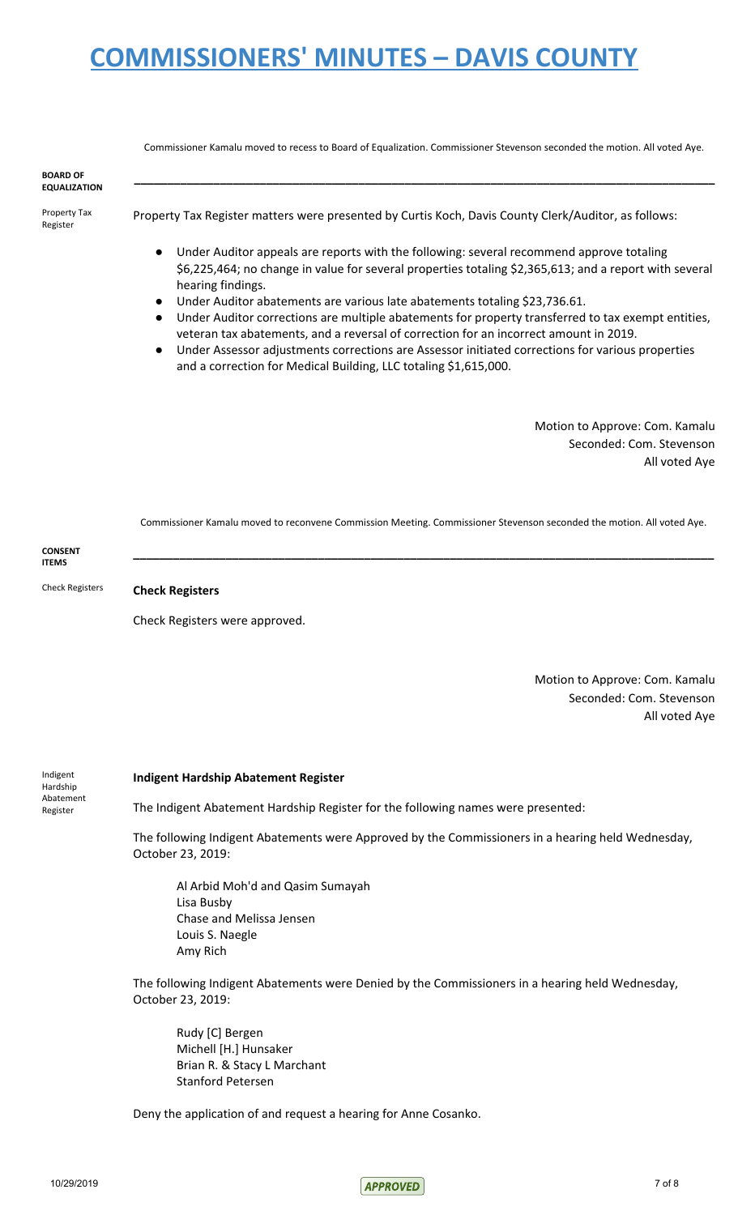Commissioner Kamalu moved to recess to Board of Equalization. Commissioner Stevenson seconded the motion. All voted Aye.

**BOARD OF EQUALIZATION**

---

Property Tax Register

Property Tax Register matters were presented by Curtis Koch, Davis County Clerk/Auditor, as follows:

- Under Auditor appeals are reports with the following: several recommend approve totaling $6,225,464; no change in value for several properties totaling $2,365,613; and a report with several hearing findings.
- Under Auditor abatements are various late abatements totaling $23,736.61.
- Under Auditor corrections are multiple abatements for property transferred to tax exempt entities, veteran tax abatements, and a reversal of correction for an incorrect amount in 2019.
- Under Assessor adjustments corrections are Assessor initiated corrections for various properties and a correction for Medical Building, LLC totaling $1,615,000.

Motion to Approve: Com. Kamalu
Seconded: Com. Stevenson
All voted Aye

Commissioner Kamalu moved to reconvene Commission Meeting. Commissioner Stevenson seconded the motion. All voted Aye.

**CONSENT ITEMS**

---

Check Registers

**Check Registers**

Check Registers were approved.

Motion to Approve: Com. Kamalu
Seconded: Com. Stevenson
All voted Aye

Indigent Hardship Abatement Register

**Indigent Hardship Abatement Register**

The Indigent Abatement Hardship Register for the following names were presented:

The following Indigent Abatements were Approved by the Commissioners in a hearing held Wednesday, October 23, 2019:

Al Arbid Moh'd and Qasim Sumayah
Lisa Busby
Chase and Melissa Jensen
Louis S. Naegle
Amy Rich

The following Indigent Abatements were Denied by the Commissioners in a hearing held Wednesday, October 23, 2019:

Rudy [C] Bergen
Michell [H.] Hunsaker
Brian R. & Stacy L Marchant
Stanford Petersen

Deny the application of and request a hearing for Anne Cosanko.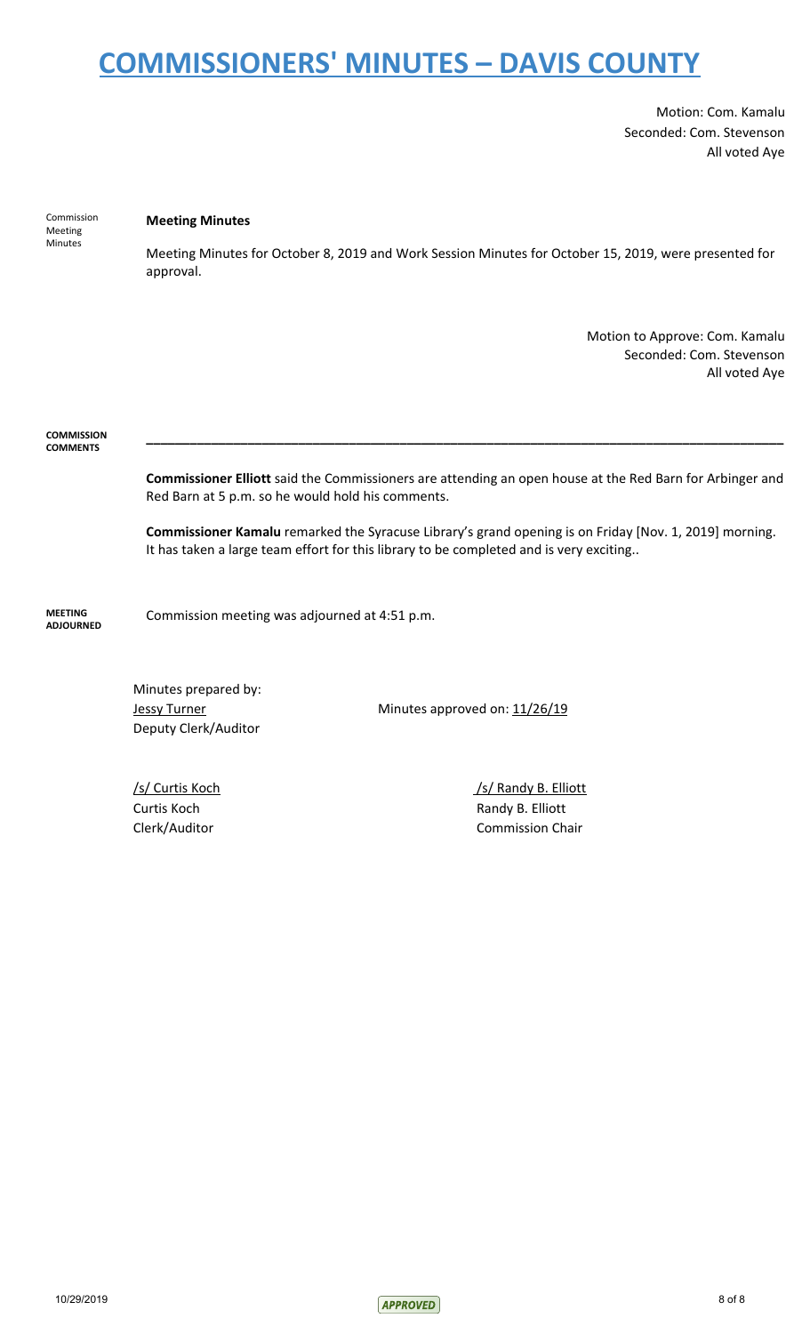# COMMISSIONERS' MINUTES – DAVIS COUNTY

Motion: Com. Kamalu
Seconded: Com. Stevenson
All voted Aye

Commission Meeting Minutes

**Meeting Minutes**

Meeting Minutes for October 8, 2019 and Work Session Minutes for October 15, 2019, were presented for approval.

Motion to Approve: Com. Kamalu
Seconded: Com. Stevenson
All voted Aye

**COMMISSION COMMENTS**

---

**Commissioner Elliott** said the Commissioners are attending an open house at the Red Barn for Arbinger and Red Barn at 5 p.m. so he would hold his comments.

**Commissioner Kamalu** remarked the Syracuse Library's grand opening is on Friday [Nov. 1, 2019] morning. It has taken a large team effort for this library to be completed and is very exciting..

**MEETING ADJOURNED**

Commission meeting was adjourned at 4:51 p.m.

Minutes prepared by:
Jessy Turner
Deputy Clerk/Auditor

Minutes approved on: 11/26/19

/s/ Curtis Koch
Curtis Koch
Clerk/Auditor

/s/ Randy B. Elliott
Randy B. Elliott
Commission Chair

APPROVED